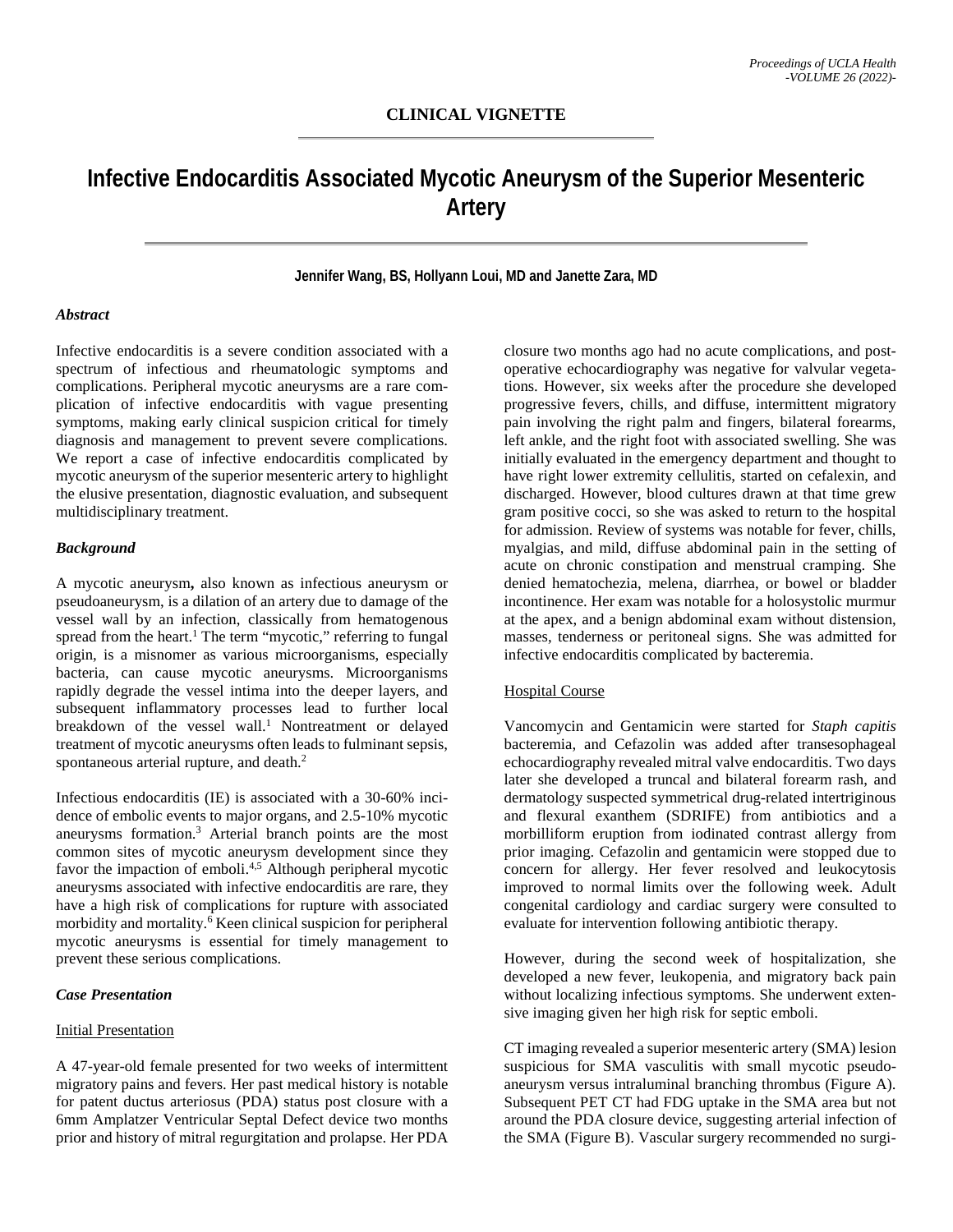CLINICAL VIGNETTE

# Infective Endocarditis Associated Mycotic Aneurysm of the Superior Mesenteric Artery

**Jennifer Wang, BS, Hollyann Loui, MD and Janette Zara, MD**

### *Abstract*

Infective endocarditis is a severe condition associated with a spectrum of infectious and rheumatologic symptoms and complications. Peripheral mycotic aneurysms are a rare complication of infective endocarditis with vague presenting symptoms, making early clinical suspicion critical for timely diagnosis and management to prevent severe complications. We report a case of infective endocarditis complicated by mycotic aneurysm of the superior mesenteric artery to highlight the elusive presentation, diagnostic evaluation, and subsequent multidisciplinary treatment.

### *Background*

A mycotic aneurysm**,** also known as infectious aneurysm or pseudoaneurysm, is a dilation of an artery due to damage of the vessel wall by an infection, classically from hematogenous spread from the heart.[1] The term "mycotic," referring to fungal origin, is a misnomer as various microorganisms, especially bacteria, can cause mycotic aneurysms. Microorganisms rapidly degrade the vessel intima into the deeper layers, and subsequent inflammatory processes lead to further local breakdown of the vessel wall.[1] Nontreatment or delayed treatment of mycotic aneurysms often leads to fulminant sepsis, spontaneous arterial rupture, and death.[2]

Infectious endocarditis (IE) is associated with a 30-60% incidence of embolic events to major organs, and 2.5-10% mycotic aneurysms formation.[3] Arterial branch points are the most common sites of mycotic aneurysm development since they favor the impaction of emboli.[4,5] Although peripheral mycotic aneurysms associated with infective endocarditis are rare, they have a high risk of complications for rupture with associated morbidity and mortality.[6] Keen clinical suspicion for peripheral mycotic aneurysms is essential for timely management to prevent these serious complications.

### *Case Presentation*

#### Initial Presentation

A 47-year-old female presented for two weeks of intermittent migratory pains and fevers. Her past medical history is notable for patent ductus arteriosus (PDA) status post closure with a 6mm Amplatzer Ventricular Septal Defect device two months prior and history of mitral regurgitation and prolapse. Her PDA closure two months ago had no acute complications, and post-operative echocardiography was negative for valvular vegetations. However, six weeks after the procedure she developed progressive fevers, chills, and diffuse, intermittent migratory pain involving the right palm and fingers, bilateral forearms, left ankle, and the right foot with associated swelling. She was initially evaluated in the emergency department and thought to have right lower extremity cellulitis, started on cefalexin, and discharged. However, blood cultures drawn at that time grew gram positive cocci, so she was asked to return to the hospital for admission. Review of systems was notable for fever, chills, myalgias, and mild, diffuse abdominal pain in the setting of acute on chronic constipation and menstrual cramping. She denied hematochezia, melena, diarrhea, or bowel or bladder incontinence. Her exam was notable for a holosystolic murmur at the apex, and a benign abdominal exam without distension, masses, tenderness or peritoneal signs. She was admitted for infective endocarditis complicated by bacteremia.

#### Hospital Course

Vancomycin and Gentamicin were started for *Staph capitis* bacteremia, and Cefazolin was added after transesophageal echocardiography revealed mitral valve endocarditis. Two days later she developed a truncal and bilateral forearm rash, and dermatology suspected symmetrical drug-related intertriginous and flexural exanthem (SDRIFE) from antibiotics and a morbilliform eruption from iodinated contrast allergy from prior imaging. Cefazolin and gentamicin were stopped due to concern for allergy. Her fever resolved and leukocytosis improved to normal limits over the following week. Adult congenital cardiology and cardiac surgery were consulted to evaluate for intervention following antibiotic therapy.

However, during the second week of hospitalization, she developed a new fever, leukopenia, and migratory back pain without localizing infectious symptoms. She underwent extensive imaging given her high risk for septic emboli.

CT imaging revealed a superior mesenteric artery (SMA) lesion suspicious for SMA vasculitis with small mycotic pseudoaneurysm versus intraluminal branching thrombus (Figure A). Subsequent PET CT had FDG uptake in the SMA area but not around the PDA closure device, suggesting arterial infection of the SMA (Figure B). Vascular surgery recommended no surgi-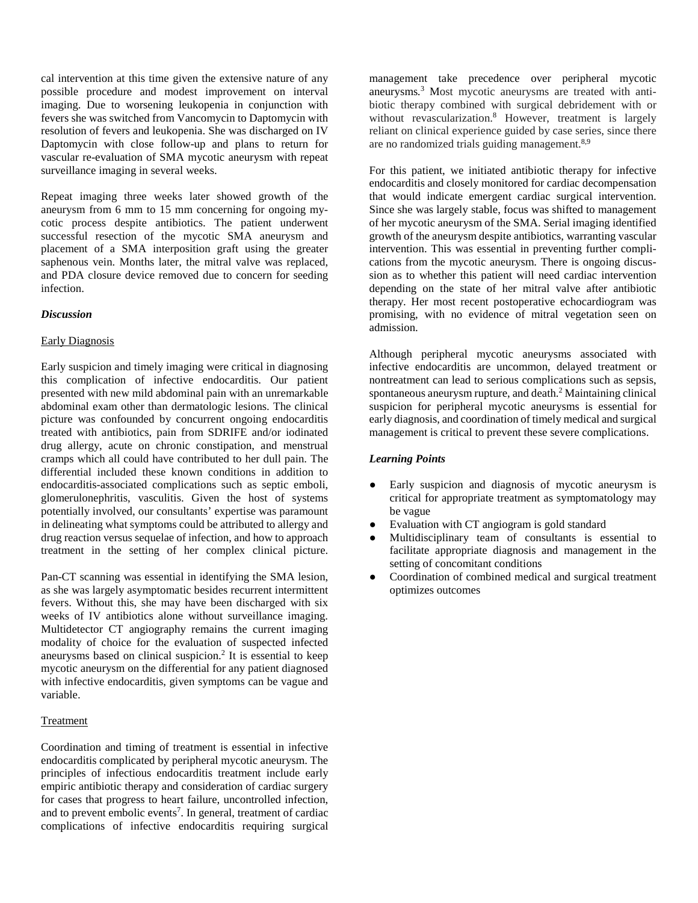cal intervention at this time given the extensive nature of any possible procedure and modest improvement on interval imaging. Due to worsening leukopenia in conjunction with fevers she was switched from Vancomycin to Daptomycin with resolution of fevers and leukopenia. She was discharged on IV Daptomycin with close follow-up and plans to return for vascular re-evaluation of SMA mycotic aneurysm with repeat surveillance imaging in several weeks.

Repeat imaging three weeks later showed growth of the aneurysm from 6 mm to 15 mm concerning for ongoing mycotic process despite antibiotics. The patient underwent successful resection of the mycotic SMA aneurysm and placement of a SMA interposition graft using the greater saphenous vein. Months later, the mitral valve was replaced, and PDA closure device removed due to concern for seeding infection.

### *Discussion*

Early Diagnosis

Early suspicion and timely imaging were critical in diagnosing this complication of infective endocarditis. Our patient presented with new mild abdominal pain with an unremarkable abdominal exam other than dermatologic lesions. The clinical picture was confounded by concurrent ongoing endocarditis treated with antibiotics, pain from SDRIFE and/or iodinated drug allergy, acute on chronic constipation, and menstrual cramps which all could have contributed to her dull pain. The differential included these known conditions in addition to endocarditis-associated complications such as septic emboli, glomerulonephritis, vasculitis. Given the host of systems potentially involved, our consultants' expertise was paramount in delineating what symptoms could be attributed to allergy and drug reaction versus sequelae of infection, and how to approach treatment in the setting of her complex clinical picture.

Pan-CT scanning was essential in identifying the SMA lesion, as she was largely asymptomatic besides recurrent intermittent fevers. Without this, she may have been discharged with six weeks of IV antibiotics alone without surveillance imaging. Multidetector CT angiography remains the current imaging modality of choice for the evaluation of suspected infected aneurysms based on clinical suspicion.[2] It is essential to keep mycotic aneurysm on the differential for any patient diagnosed with infective endocarditis, given symptoms can be vague and variable.

Treatment

Coordination and timing of treatment is essential in infective endocarditis complicated by peripheral mycotic aneurysm. The principles of infectious endocarditis treatment include early empiric antibiotic therapy and consideration of cardiac surgery for cases that progress to heart failure, uncontrolled infection, and to prevent embolic events[7]. In general, treatment of cardiac complications of infective endocarditis requiring surgical management take precedence over peripheral mycotic aneurysms.[3] Most mycotic aneurysms are treated with antibiotic therapy combined with surgical debridement with or without revascularization.[8] However, treatment is largely reliant on clinical experience guided by case series, since there are no randomized trials guiding management.[8,9]

For this patient, we initiated antibiotic therapy for infective endocarditis and closely monitored for cardiac decompensation that would indicate emergent cardiac surgical intervention. Since she was largely stable, focus was shifted to management of her mycotic aneurysm of the SMA. Serial imaging identified growth of the aneurysm despite antibiotics, warranting vascular intervention. This was essential in preventing further complications from the mycotic aneurysm. There is ongoing discussion as to whether this patient will need cardiac intervention depending on the state of her mitral valve after antibiotic therapy. Her most recent postoperative echocardiogram was promising, with no evidence of mitral vegetation seen on admission.

Although peripheral mycotic aneurysms associated with infective endocarditis are uncommon, delayed treatment or nontreatment can lead to serious complications such as sepsis, spontaneous aneurysm rupture, and death.[2] Maintaining clinical suspicion for peripheral mycotic aneurysms is essential for early diagnosis, and coordination of timely medical and surgical management is critical to prevent these severe complications.

### *Learning Points*

- Early suspicion and diagnosis of mycotic aneurysm is critical for appropriate treatment as symptomatology may be vague
- Evaluation with CT angiogram is gold standard
- Multidisciplinary team of consultants is essential to facilitate appropriate diagnosis and management in the setting of concomitant conditions
- Coordination of combined medical and surgical treatment optimizes outcomes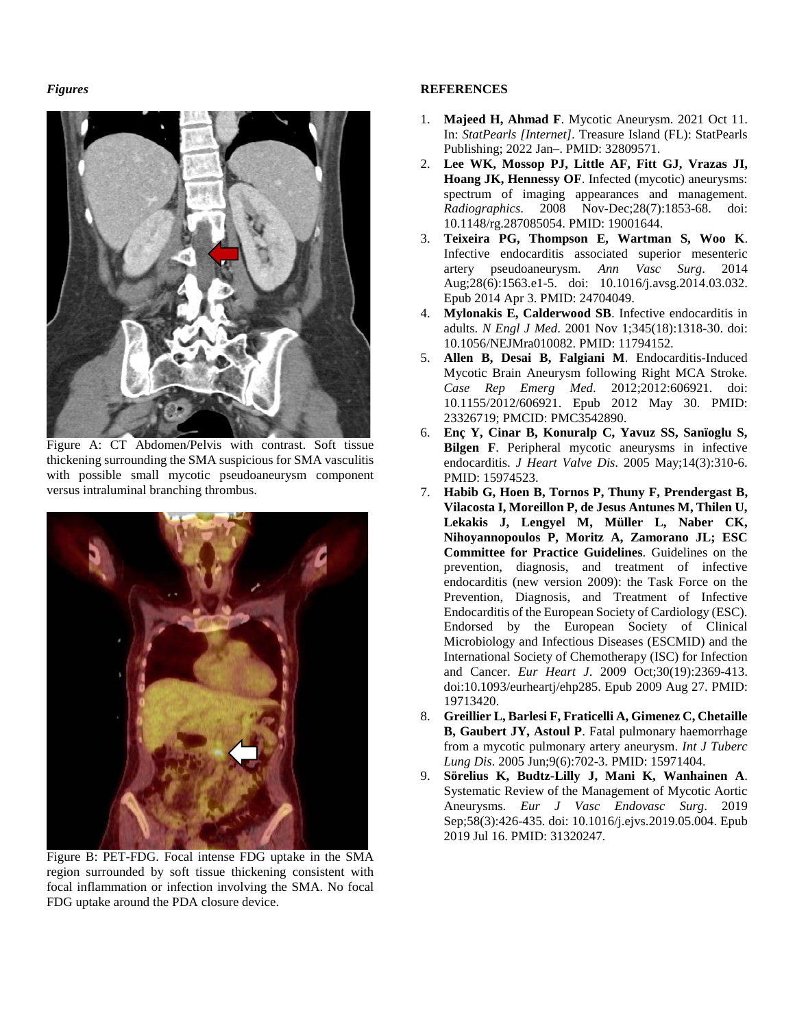*Figures*

Figure A: CT Abdomen/Pelvis with contrast. Soft tissue thickening surrounding the SMA suspicious for SMA vasculitis with possible small mycotic pseudoaneurysm component versus intraluminal branching thrombus.

Figure B: PET-FDG. Focal intense FDG uptake in the SMA region surrounded by soft tissue thickening consistent with focal inflammation or infection involving the SMA. No focal FDG uptake around the PDA closure device.

**REFERENCES**

1. **Majeed H, Ahmad F**. Mycotic Aneurysm. 2021 Oct 11. In: *StatPearls [Internet]*. Treasure Island (FL): StatPearls Publishing; 2022 Jan–. PMID: 32809571.
2. **Lee WK, Mossop PJ, Little AF, Fitt GJ, Vrazas JI, Hoang JK, Hennessy OF**. Infected (mycotic) aneurysms: spectrum of imaging appearances and management. *Radiographics*. 2008 Nov-Dec;28(7):1853-68. doi: 10.1148/rg.287085054. PMID: 19001644.
3. **Teixeira PG, Thompson E, Wartman S, Woo K**. Infective endocarditis associated superior mesenteric artery pseudoaneurysm. *Ann Vasc Surg*. 2014 Aug;28(6):1563.e1-5. doi: 10.1016/j.avsg.2014.03.032. Epub 2014 Apr 3. PMID: 24704049.
4. **Mylonakis E, Calderwood SB**. Infective endocarditis in adults. *N Engl J Med*. 2001 Nov 1;345(18):1318-30. doi: 10.1056/NEJMra010082. PMID: 11794152.
5. **Allen B, Desai B, Falgiani M**. Endocarditis-Induced Mycotic Brain Aneurysm following Right MCA Stroke. *Case Rep Emerg Med*. 2012;2012:606921. doi: 10.1155/2012/606921. Epub 2012 May 30. PMID: 23326719; PMCID: PMC3542890.
6. **Enç Y, Cinar B, Konuralp C, Yavuz SS, Sanïoglu S, Bilgen F**. Peripheral mycotic aneurysms in infective endocarditis. *J Heart Valve Dis*. 2005 May;14(3):310-6. PMID: 15974523.
7. **Habib G, Hoen B, Tornos P, Thuny F, Prendergast B, Vilacosta I, Moreillon P, de Jesus Antunes M, Thilen U, Lekakis J, Lengyel M, Müller L, Naber CK, Nihoyannopoulos P, Moritz A, Zamorano JL; ESC Committee for Practice Guidelines**. Guidelines on the prevention, diagnosis, and treatment of infective endocarditis (new version 2009): the Task Force on the Prevention, Diagnosis, and Treatment of Infective Endocarditis of the European Society of Cardiology (ESC). Endorsed by the European Society of Clinical Microbiology and Infectious Diseases (ESCMID) and the International Society of Chemotherapy (ISC) for Infection and Cancer. *Eur Heart J*. 2009 Oct;30(19):2369-413. doi:10.1093/eurheartj/ehp285. Epub 2009 Aug 27. PMID: 19713420.
8. **Greillier L, Barlesi F, Fraticelli A, Gimenez C, Chetaille B, Gaubert JY, Astoul P**. Fatal pulmonary haemorrhage from a mycotic pulmonary artery aneurysm. *Int J Tuberc Lung Dis*. 2005 Jun;9(6):702-3. PMID: 15971404.
9. **Sörelius K, Budtz-Lilly J, Mani K, Wanhainen A**. Systematic Review of the Management of Mycotic Aortic Aneurysms. *Eur J Vasc Endovasc Surg*. 2019 Sep;58(3):426-435. doi: 10.1016/j.ejvs.2019.05.004. Epub 2019 Jul 16. PMID: 31320247.